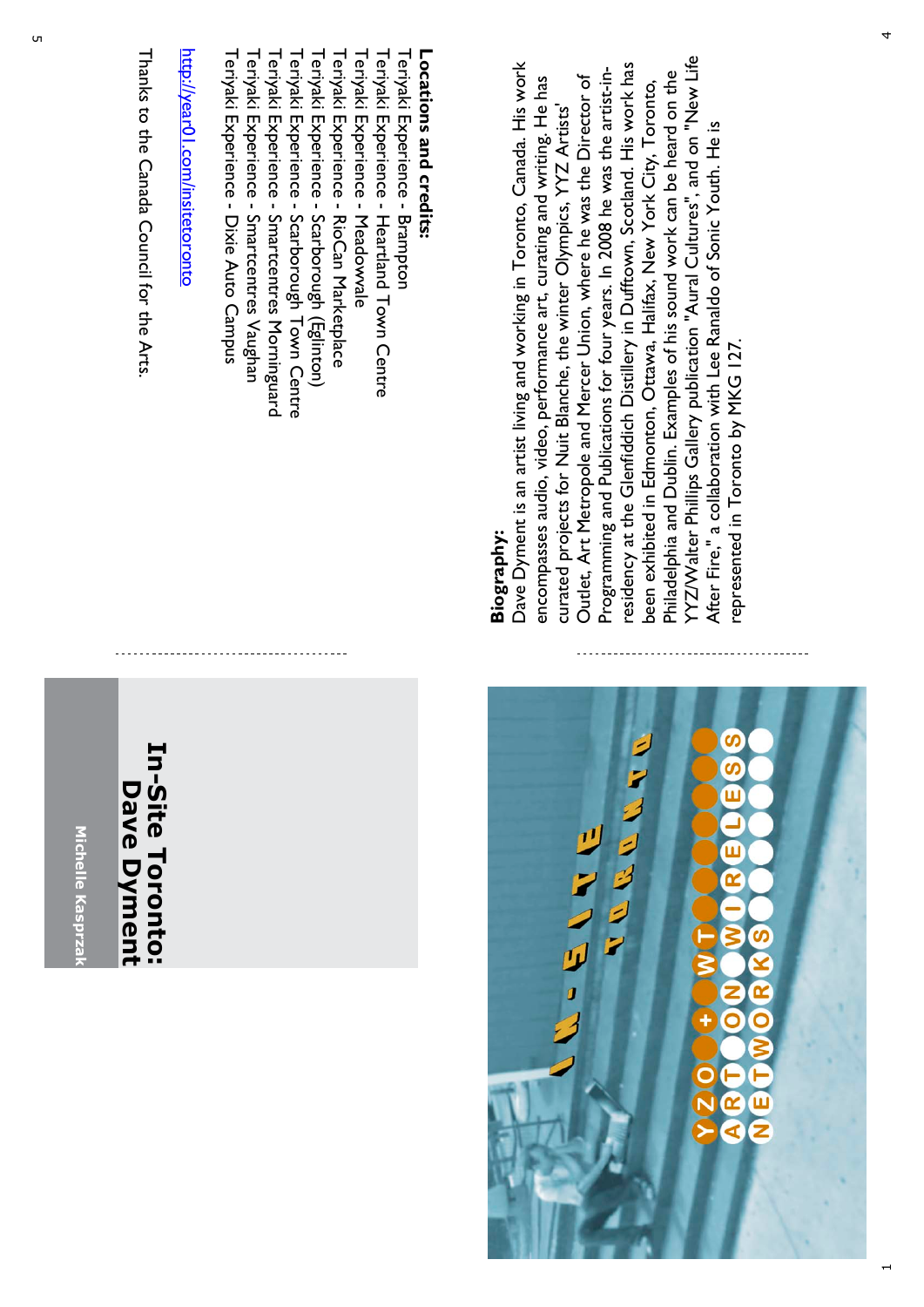# In-Site Toronto: Dave Dyment

Michelle Kasprzak

IN-SITE TORONTO

YYZ + WT ARTISTS' OUTLET ON WIRELESS NETWORKS

**Biography:**
Dave Dyment is an artist living and working in Toronto, Canada. His work encompasses audio, video, performance art, curating and writing. He has curated projects for Nuit Blanche, the winter Olympics, YYZ Artists' Outlet, Art Metropole and Mercer Union, where he was the Director of Programming and Publications for four years. In 2008 he was the artist-in-residency at the Glenfiddich Distillery in Dufftown, Scotland. His work has been exhibited in Edmonton, Ottawa, Halifax, New York City, Toronto, Philadelphia and Dublin. Examples of his sound work can be heard on the YYZ/Walter Phillips Gallery publication "Aural Cultures", and on "New Life After Fire," a collaboration with Lee Ranaldo of Sonic Youth. He is represented in Toronto by MKG 127.

**Locations and credits:**

Teriyaki Experience - Brampton
Teriyaki Experience - Heartland Town Centre
Teriyaki Experience - Meadowvale
Teriyaki Experience - RioCan Marketplace
Teriyaki Experience - Scarborough (Eglinton)
Teriyaki Experience - Scarborough Town Centre
Teriyaki Experience - Smartcentres Morningside
Teriyaki Experience - Smartcentres Vaughan
Teriyaki Experience - Dixie Auto Campus

http://year01.com/insitetoronto

Thanks to the Canada Council for the Arts.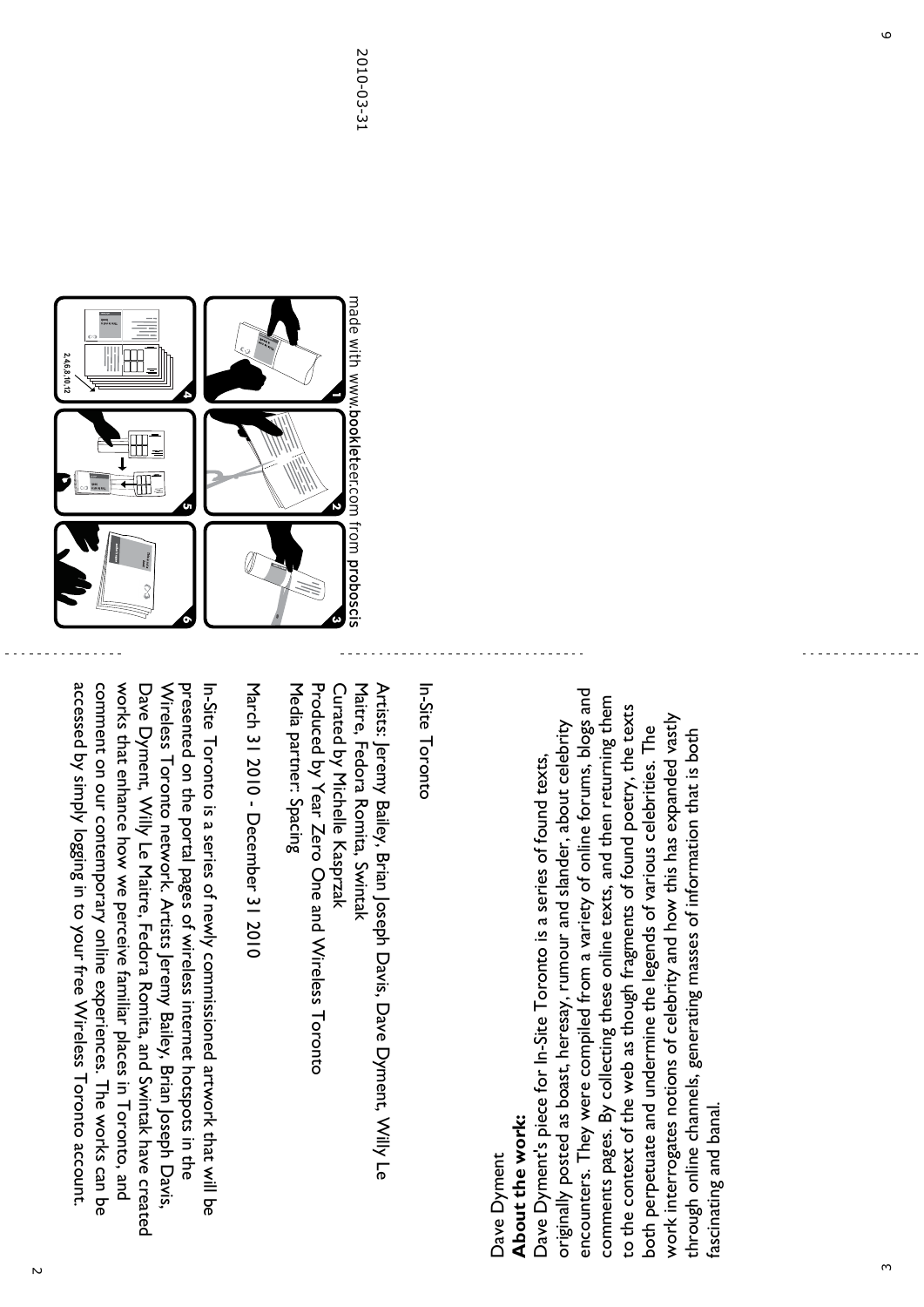2010-03-31

made with www.bookleteer.com from proboscis

In-Site Toronto

Artists: Jeremy Bailey, Brian Joseph Davis, Dave Dyment, Willy Le Maitre, Fedora Romita, Swintak
Curated by Michelle Kasprzak
Produced by Year Zero One and Wireless Toronto
Media partner: Spacing

March 31 2010 - December 31 2010

In-Site Toronto is a series of newly commissioned artwork that will be presented on the portal pages of wireless internet hotspots in the Wireless Toronto network. Artists Jeremy Bailey, Brian Joseph Davis, Dave Dyment, Willy Le Maitre, Fedora Romita, and Swintak have created works that enhance how we perceive familiar places in Toronto, and comment on our contemporary online experiences. The works can be accessed by simply logging in to your free Wireless Toronto account.

Dave Dyment

**About the work:**

Dave Dyment's piece for In-Site Toronto is a series of found texts, originally posted as boast, heresay, rumour and slander, about celebrity encounters. They were compiled from a variety of online forums, blogs and comments pages. By collecting these online texts, and then returning them to the context of the web as though fragments of found poetry, the texts both perpetuate and undermine the legends of various celebrities. The work interrogates notions of celebrity and how this has expanded vastly through online channels, generating masses of information that is both fascinating and banal.